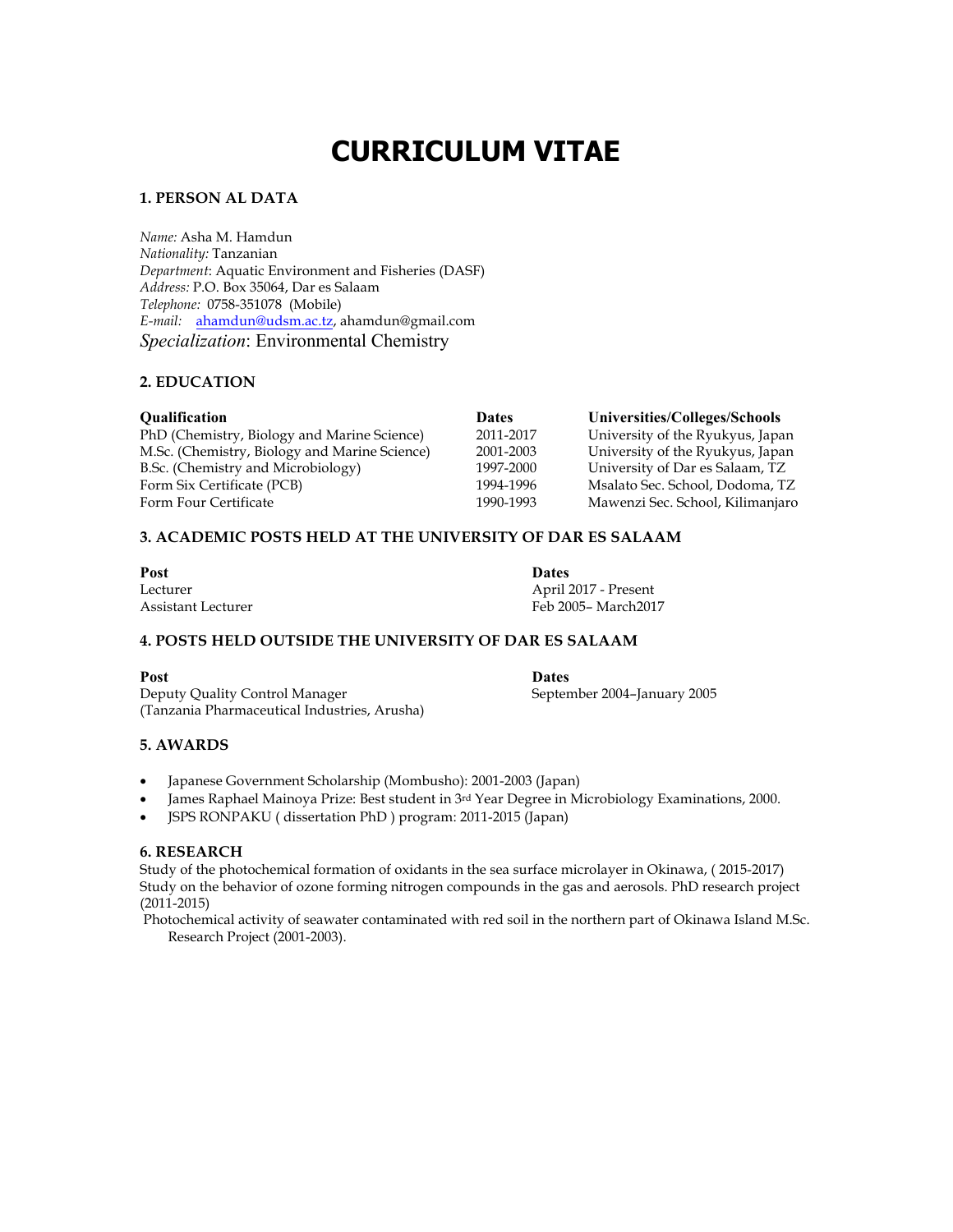# CURRICULUM VITAE

### 1. PERSON AL DATA

*Name:* Asha M. Hamdun
*Nationality:* Tanzanian
*Department*: Aquatic Environment and Fisheries (DASF)
*Address:* P.O. Box 35064, Dar es Salaam
*Telephone:* 0758-351078 (Mobile)
*E-mail:* ahamdun@udsm.ac.tz, ahamdun@gmail.com
*Specialization*: Environmental Chemistry

### 2. EDUCATION

| Qualification | Dates | Universities/Colleges/Schools |
|---|---|---|
| PhD (Chemistry, Biology and Marine Science) | 2011-2017 | University of the Ryukyus, Japan |
| M.Sc. (Chemistry, Biology and Marine Science) | 2001-2003 | University of the Ryukyus, Japan |
| B.Sc. (Chemistry and Microbiology) | 1997-2000 | University of Dar es Salaam, TZ |
| Form Six Certificate (PCB) | 1994-1996 | Msalato Sec. School, Dodoma, TZ |
| Form Four Certificate | 1990-1993 | Mawenzi Sec. School, Kilimanjaro |

### 3. ACADEMIC POSTS HELD AT THE UNIVERSITY OF DAR ES SALAAM

| Post | Dates |
|---|---|
| Lecturer | April 2017 - Present |
| Assistant Lecturer | Feb 2005– March2017 |

### 4. POSTS HELD OUTSIDE THE UNIVERSITY OF DAR ES SALAAM

| Post | Dates |
|---|---|
| Deputy Quality Control Manager (Tanzania Pharmaceutical Industries, Arusha) | September 2004–January 2005 |

### 5. AWARDS

- Japanese Government Scholarship (Mombusho): 2001-2003 (Japan)
- James Raphael Mainoya Prize: Best student in 3rd Year Degree in Microbiology Examinations, 2000.
- JSPS RONPAKU ( dissertation PhD ) program: 2011-2015 (Japan)

### 6. RESEARCH

Study of the photochemical formation of oxidants in the sea surface microlayer in Okinawa, ( 2015-2017)
Study on the behavior of ozone forming nitrogen compounds in the gas and aerosols. PhD research project (2011-2015)
Photochemical activity of seawater contaminated with red soil in the northern part of Okinawa Island M.Sc. Research Project (2001-2003).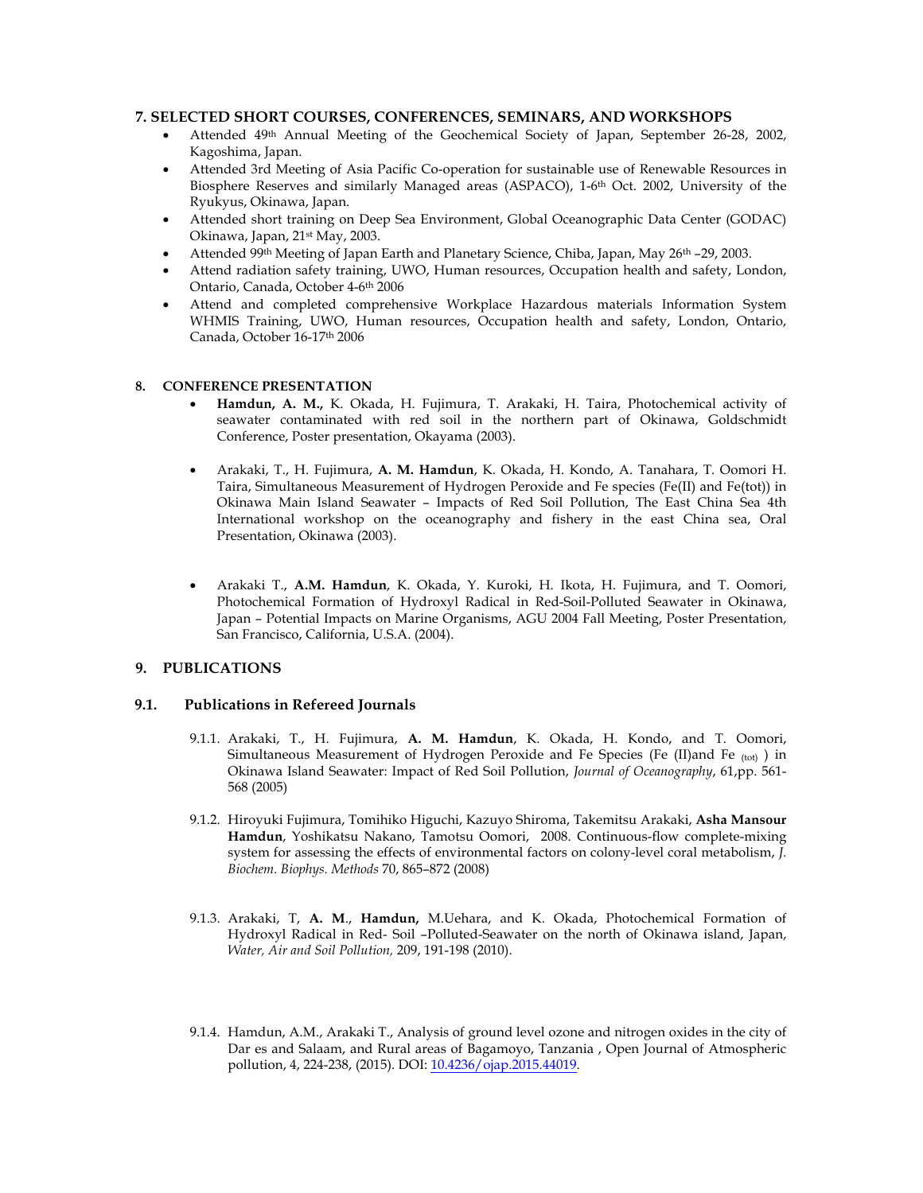## 7. SELECTED SHORT COURSES, CONFERENCES, SEMINARS, AND WORKSHOPS

- Attended 49th Annual Meeting of the Geochemical Society of Japan, September 26-28, 2002, Kagoshima, Japan.
- Attended 3rd Meeting of Asia Pacific Co-operation for sustainable use of Renewable Resources in Biosphere Reserves and similarly Managed areas (ASPACO), 1-6th Oct. 2002, University of the Ryukyus, Okinawa, Japan.
- Attended short training on Deep Sea Environment, Global Oceanographic Data Center (GODAC) Okinawa, Japan, 21st May, 2003.
- Attended 99th Meeting of Japan Earth and Planetary Science, Chiba, Japan, May 26th –29, 2003.
- Attend radiation safety training, UWO, Human resources, Occupation health and safety, London, Ontario, Canada, October 4-6th 2006
- Attend and completed comprehensive Workplace Hazardous materials Information System WHMIS Training, UWO, Human resources, Occupation health and safety, London, Ontario, Canada, October 16-17th 2006

## 8. CONFERENCE PRESENTATION

- **Hamdun, A. M.,** K. Okada, H. Fujimura, T. Arakaki, H. Taira, Photochemical activity of seawater contaminated with red soil in the northern part of Okinawa, Goldschmidt Conference, Poster presentation, Okayama (2003).

- Arakaki, T., H. Fujimura, **A. M. Hamdun**, K. Okada, H. Kondo, A. Tanahara, T. Oomori H. Taira, Simultaneous Measurement of Hydrogen Peroxide and Fe species (Fe(II) and Fe(tot)) in Okinawa Main Island Seawater – Impacts of Red Soil Pollution, The East China Sea 4th International workshop on the oceanography and fishery in the east China sea, Oral Presentation, Okinawa (2003).

- Arakaki T., **A.M. Hamdun**, K. Okada, Y. Kuroki, H. Ikota, H. Fujimura, and T. Oomori, Photochemical Formation of Hydroxyl Radical in Red-Soil-Polluted Seawater in Okinawa, Japan – Potential Impacts on Marine Organisms, AGU 2004 Fall Meeting, Poster Presentation, San Francisco, California, U.S.A. (2004).

## 9. PUBLICATIONS

### 9.1. Publications in Refereed Journals

9.1.1. Arakaki, T., H. Fujimura, **A. M. Hamdun**, K. Okada, H. Kondo, and T. Oomori, Simultaneous Measurement of Hydrogen Peroxide and Fe Species (Fe (II)and Fe $_{(tot)}$ ) in Okinawa Island Seawater: Impact of Red Soil Pollution, *Journal of Oceanography*, 61,pp. 561-568 (2005)

9.1.2. Hiroyuki Fujimura, Tomihiko Higuchi, Kazuyo Shiroma, Takemitsu Arakaki, **Asha Mansour Hamdun**, Yoshikatsu Nakano, Tamotsu Oomori, 2008. Continuous-flow complete-mixing system for assessing the effects of environmental factors on colony-level coral metabolism, *J. Biochem. Biophys. Methods* 70, 865–872 (2008)

9.1.3. Arakaki, T, **A. M**., **Hamdun,** M.Uehara, and K. Okada, Photochemical Formation of Hydroxyl Radical in Red- Soil –Polluted-Seawater on the north of Okinawa island, Japan, *Water, Air and Soil Pollution,* 209, 191-198 (2010).

9.1.4. Hamdun, A.M., Arakaki T., Analysis of ground level ozone and nitrogen oxides in the city of Dar es and Salaam, and Rural areas of Bagamoyo, Tanzania , Open Journal of Atmospheric pollution, 4, 224-238, (2015). DOI: 10.4236/ojap.2015.44019.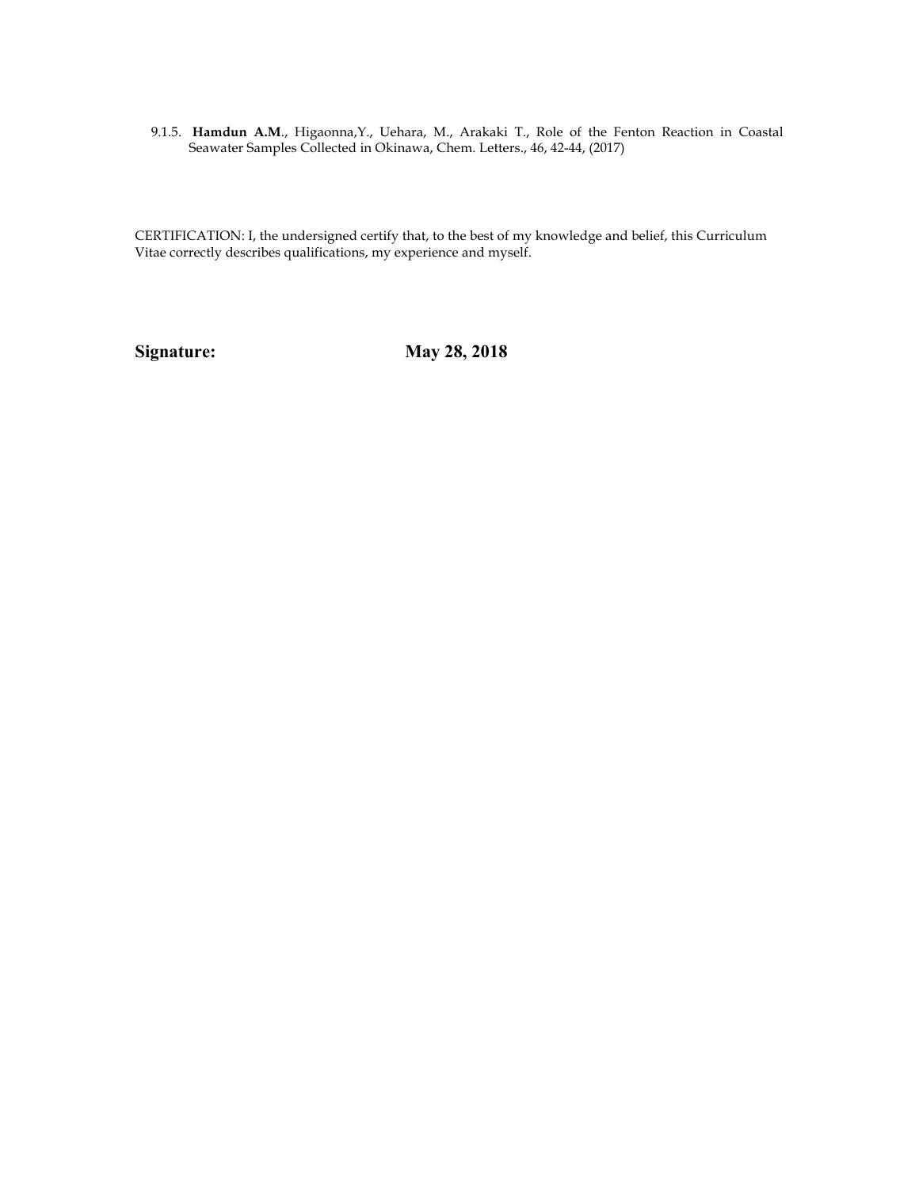9.1.5. **Hamdun A.M**., Higaonna,Y., Uehara, M., Arakaki T., Role of the Fenton Reaction in Coastal Seawater Samples Collected in Okinawa, Chem. Letters., 46, 42-44, (2017)

CERTIFICATION: I, the undersigned certify that, to the best of my knowledge and belief, this Curriculum Vitae correctly describes qualifications, my experience and myself.

**Signature:** **May 28, 2018**